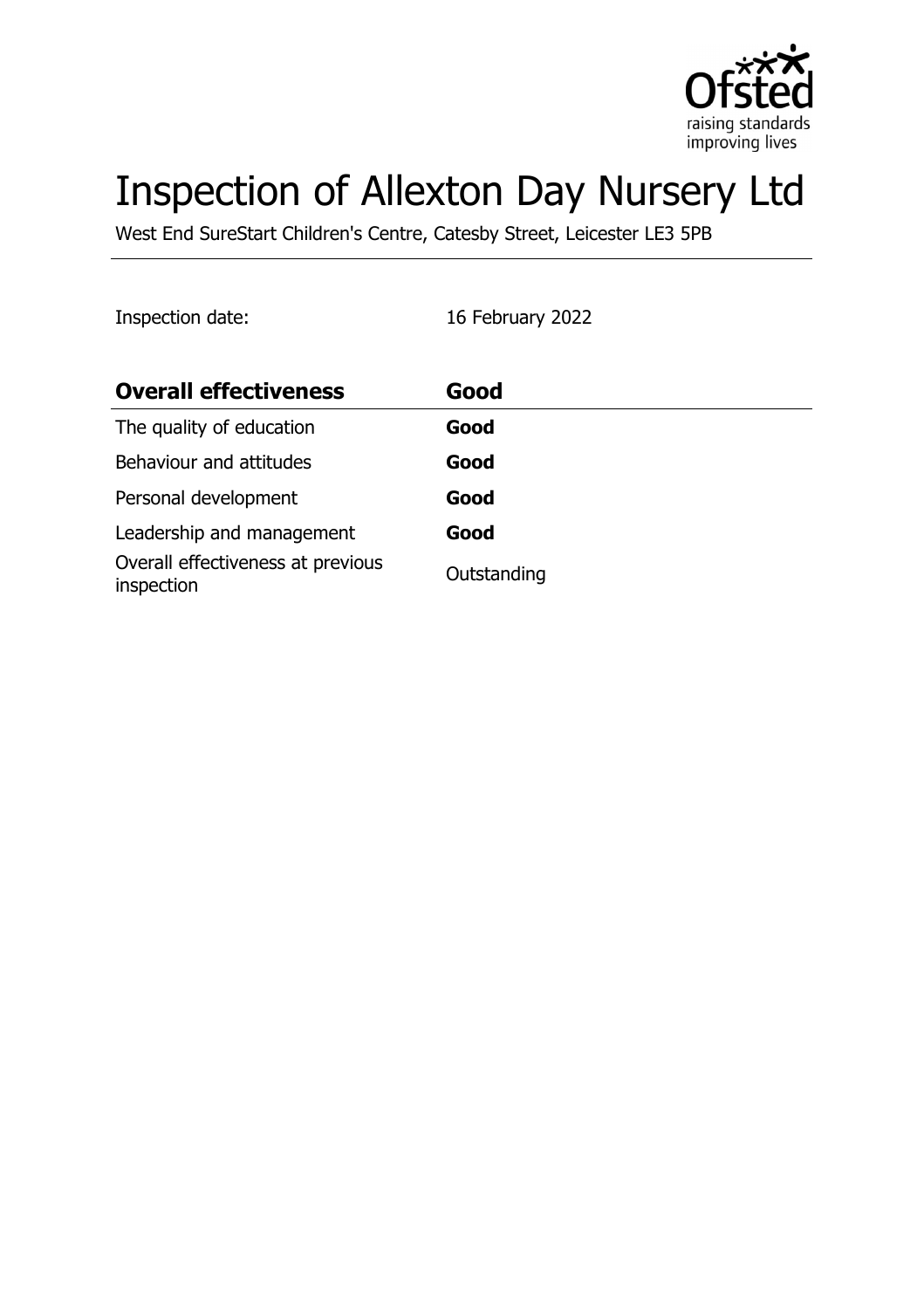# Inspection of Allexton Day Nursery Ltd

West End SureStart Children's Centre, Catesby Street, Leicester LE3 5PB

Inspection date: 16 February 2022

| **Overall effectiveness** | **Good** |
|---|---|
| The quality of education | **Good** |
| Behaviour and attitudes | **Good** |
| Personal development | **Good** |
| Leadership and management | **Good** |
| Overall effectiveness at previous inspection | Outstanding |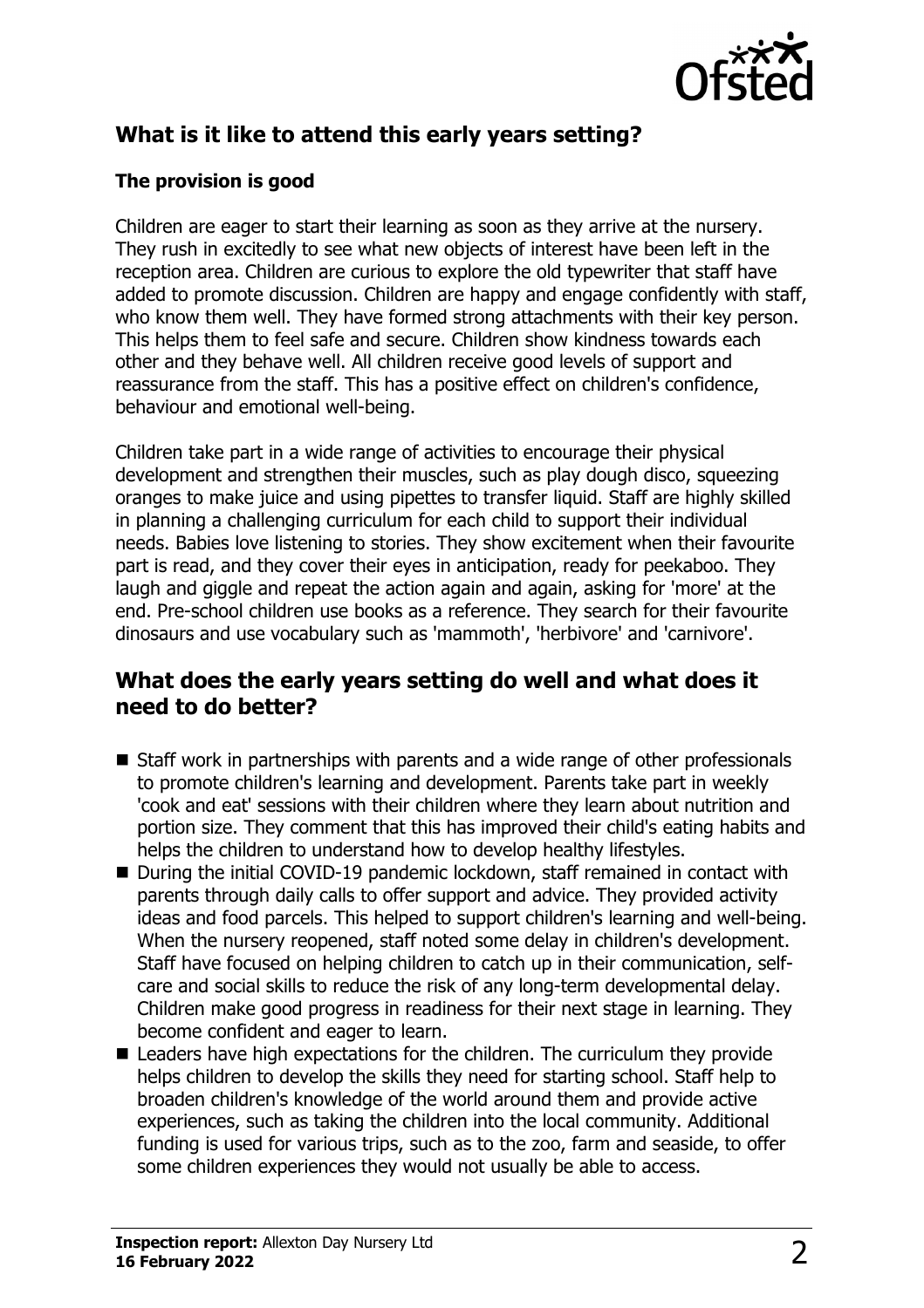## What is it like to attend this early years setting?

### The provision is good

Children are eager to start their learning as soon as they arrive at the nursery. They rush in excitedly to see what new objects of interest have been left in the reception area. Children are curious to explore the old typewriter that staff have added to promote discussion. Children are happy and engage confidently with staff, who know them well. They have formed strong attachments with their key person. This helps them to feel safe and secure. Children show kindness towards each other and they behave well. All children receive good levels of support and reassurance from the staff. This has a positive effect on children's confidence, behaviour and emotional well-being.

Children take part in a wide range of activities to encourage their physical development and strengthen their muscles, such as play dough disco, squeezing oranges to make juice and using pipettes to transfer liquid. Staff are highly skilled in planning a challenging curriculum for each child to support their individual needs. Babies love listening to stories. They show excitement when their favourite part is read, and they cover their eyes in anticipation, ready for peekaboo. They laugh and giggle and repeat the action again and again, asking for 'more' at the end. Pre-school children use books as a reference. They search for their favourite dinosaurs and use vocabulary such as 'mammoth', 'herbivore' and 'carnivore'.

## What does the early years setting do well and what does it need to do better?

- Staff work in partnerships with parents and a wide range of other professionals to promote children's learning and development. Parents take part in weekly 'cook and eat' sessions with their children where they learn about nutrition and portion size. They comment that this has improved their child's eating habits and helps the children to understand how to develop healthy lifestyles.
- During the initial COVID-19 pandemic lockdown, staff remained in contact with parents through daily calls to offer support and advice. They provided activity ideas and food parcels. This helped to support children's learning and well-being. When the nursery reopened, staff noted some delay in children's development. Staff have focused on helping children to catch up in their communication, self-care and social skills to reduce the risk of any long-term developmental delay. Children make good progress in readiness for their next stage in learning. They become confident and eager to learn.
- Leaders have high expectations for the children. The curriculum they provide helps children to develop the skills they need for starting school. Staff help to broaden children's knowledge of the world around them and provide active experiences, such as taking the children into the local community. Additional funding is used for various trips, such as to the zoo, farm and seaside, to offer some children experiences they would not usually be able to access.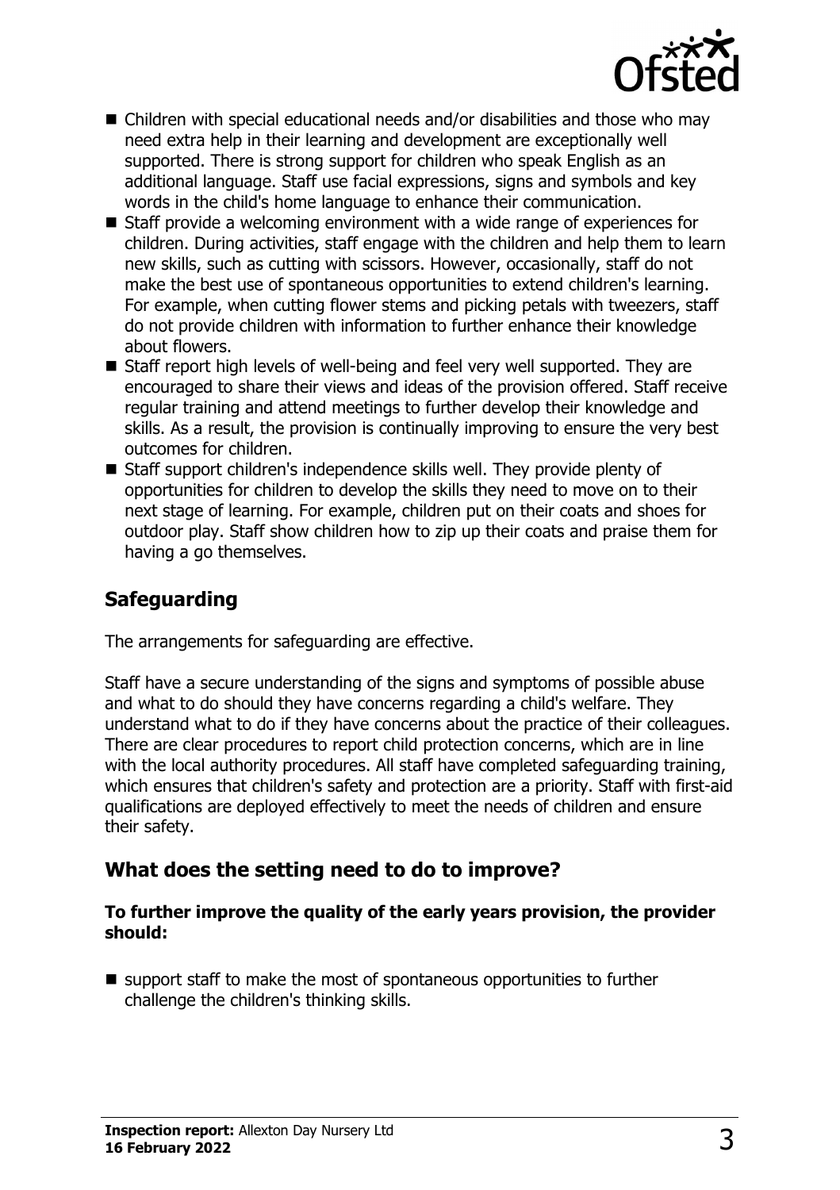- Children with special educational needs and/or disabilities and those who may need extra help in their learning and development are exceptionally well supported. There is strong support for children who speak English as an additional language. Staff use facial expressions, signs and symbols and key words in the child's home language to enhance their communication.
- Staff provide a welcoming environment with a wide range of experiences for children. During activities, staff engage with the children and help them to learn new skills, such as cutting with scissors. However, occasionally, staff do not make the best use of spontaneous opportunities to extend children's learning. For example, when cutting flower stems and picking petals with tweezers, staff do not provide children with information to further enhance their knowledge about flowers.
- Staff report high levels of well-being and feel very well supported. They are encouraged to share their views and ideas of the provision offered. Staff receive regular training and attend meetings to further develop their knowledge and skills. As a result, the provision is continually improving to ensure the very best outcomes for children.
- Staff support children's independence skills well. They provide plenty of opportunities for children to develop the skills they need to move on to their next stage of learning. For example, children put on their coats and shoes for outdoor play. Staff show children how to zip up their coats and praise them for having a go themselves.

## Safeguarding

The arrangements for safeguarding are effective.

Staff have a secure understanding of the signs and symptoms of possible abuse and what to do should they have concerns regarding a child's welfare. They understand what to do if they have concerns about the practice of their colleagues. There are clear procedures to report child protection concerns, which are in line with the local authority procedures. All staff have completed safeguarding training, which ensures that children's safety and protection are a priority. Staff with first-aid qualifications are deployed effectively to meet the needs of children and ensure their safety.

## What does the setting need to do to improve?

**To further improve the quality of the early years provision, the provider should:**

- support staff to make the most of spontaneous opportunities to further challenge the children's thinking skills.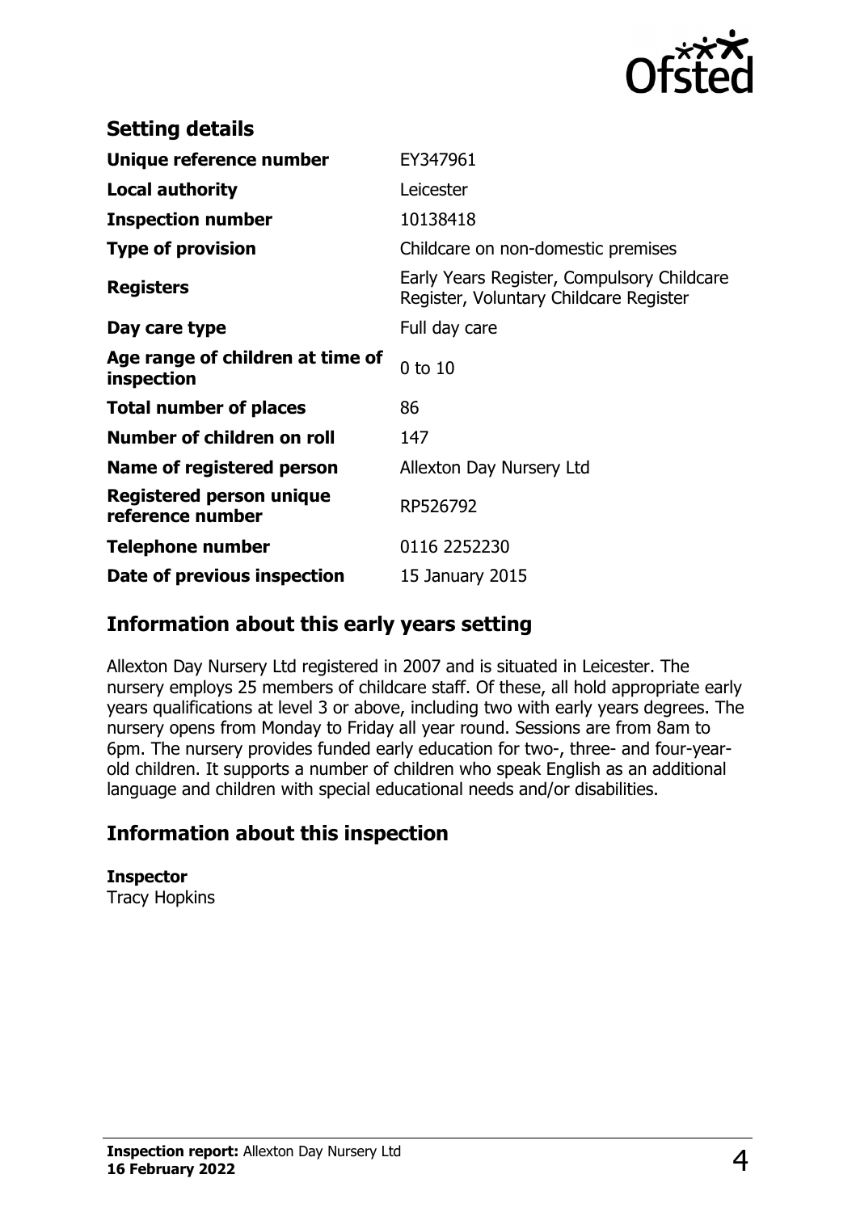## Setting details

| | |
|---|---|
| **Unique reference number** | EY347961 |
| **Local authority** | Leicester |
| **Inspection number** | 10138418 |
| **Type of provision** | Childcare on non-domestic premises |
| **Registers** | Early Years Register, Compulsory Childcare Register, Voluntary Childcare Register |
| **Day care type** | Full day care |
| **Age range of children at time of inspection** | 0 to 10 |
| **Total number of places** | 86 |
| **Number of children on roll** | 147 |
| **Name of registered person** | Allexton Day Nursery Ltd |
| **Registered person unique reference number** | RP526792 |
| **Telephone number** | 0116 2252230 |
| **Date of previous inspection** | 15 January 2015 |

## Information about this early years setting

Allexton Day Nursery Ltd registered in 2007 and is situated in Leicester. The nursery employs 25 members of childcare staff. Of these, all hold appropriate early years qualifications at level 3 or above, including two with early years degrees. The nursery opens from Monday to Friday all year round. Sessions are from 8am to 6pm. The nursery provides funded early education for two-, three- and four-year-old children. It supports a number of children who speak English as an additional language and children with special educational needs and/or disabilities.

## Information about this inspection

**Inspector**
Tracy Hopkins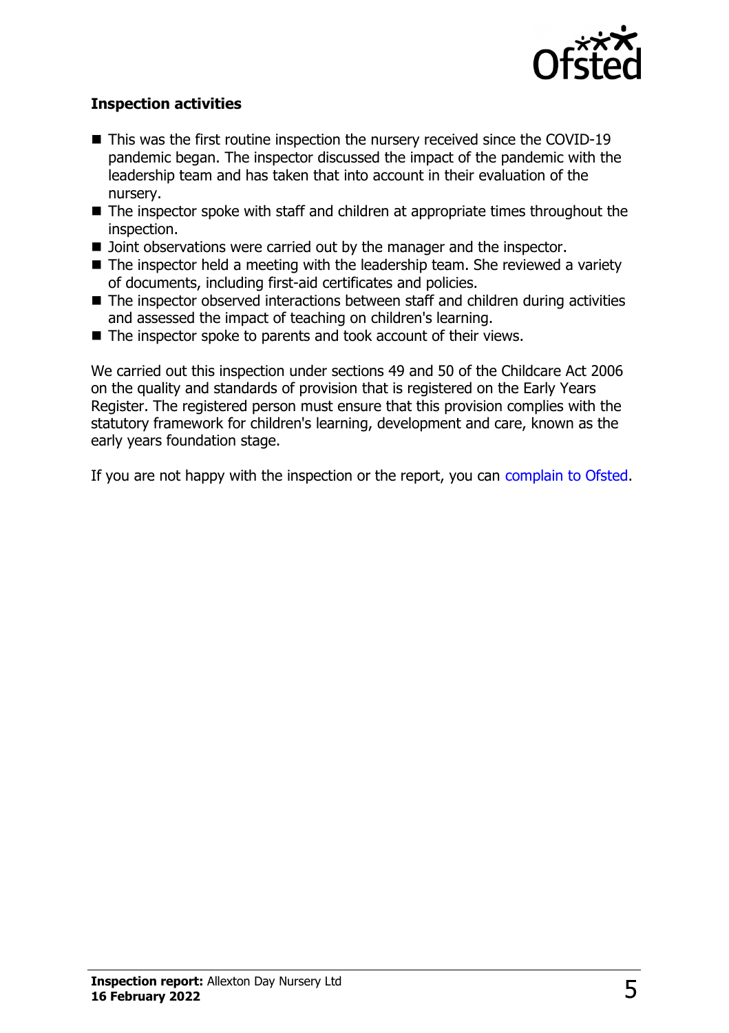### Inspection activities

- This was the first routine inspection the nursery received since the COVID-19 pandemic began. The inspector discussed the impact of the pandemic with the leadership team and has taken that into account in their evaluation of the nursery.
- The inspector spoke with staff and children at appropriate times throughout the inspection.
- Joint observations were carried out by the manager and the inspector.
- The inspector held a meeting with the leadership team. She reviewed a variety of documents, including first-aid certificates and policies.
- The inspector observed interactions between staff and children during activities and assessed the impact of teaching on children's learning.
- The inspector spoke to parents and took account of their views.

We carried out this inspection under sections 49 and 50 of the Childcare Act 2006 on the quality and standards of provision that is registered on the Early Years Register. The registered person must ensure that this provision complies with the statutory framework for children's learning, development and care, known as the early years foundation stage.

If you are not happy with the inspection or the report, you can complain to Ofsted.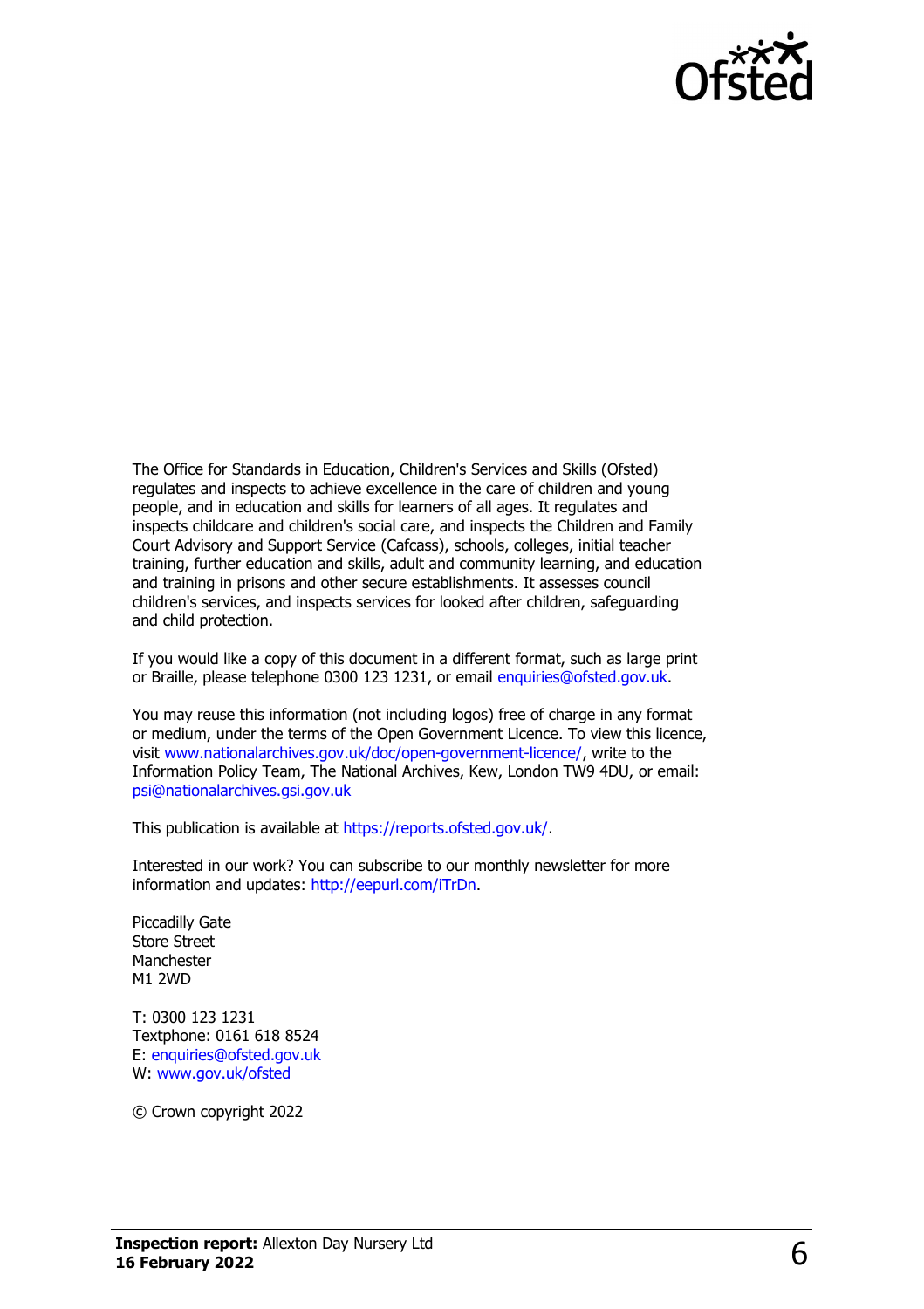The Office for Standards in Education, Children's Services and Skills (Ofsted) regulates and inspects to achieve excellence in the care of children and young people, and in education and skills for learners of all ages. It regulates and inspects childcare and children's social care, and inspects the Children and Family Court Advisory and Support Service (Cafcass), schools, colleges, initial teacher training, further education and skills, adult and community learning, and education and training in prisons and other secure establishments. It assesses council children's services, and inspects services for looked after children, safeguarding and child protection.

If you would like a copy of this document in a different format, such as large print or Braille, please telephone 0300 123 1231, or email enquiries@ofsted.gov.uk.

You may reuse this information (not including logos) free of charge in any format or medium, under the terms of the Open Government Licence. To view this licence, visit www.nationalarchives.gov.uk/doc/open-government-licence/, write to the Information Policy Team, The National Archives, Kew, London TW9 4DU, or email: psi@nationalarchives.gsi.gov.uk

This publication is available at https://reports.ofsted.gov.uk/.

Interested in our work? You can subscribe to our monthly newsletter for more information and updates: http://eepurl.com/iTrDn.

Piccadilly Gate
Store Street
Manchester
M1 2WD

T: 0300 123 1231
Textphone: 0161 618 8524
E: enquiries@ofsted.gov.uk
W: www.gov.uk/ofsted

© Crown copyright 2022